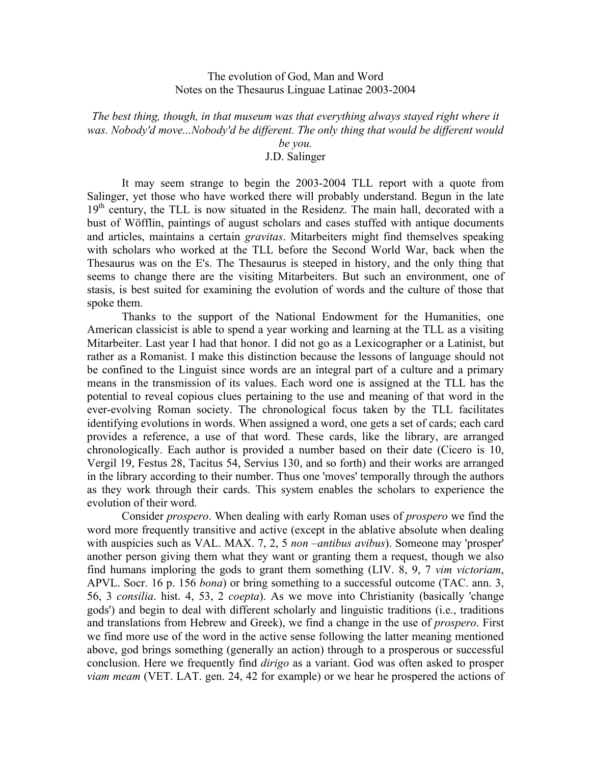# The evolution of God, Man and Word
## Notes on the Thesaurus Linguae Latinae 2003-2004

*The best thing, though, in that museum was that everything always stayed right where it was. Nobody'd move...Nobody'd be different. The only thing that would be different would be you.*
J.D. Salinger

It may seem strange to begin the 2003-2004 TLL report with a quote from Salinger, yet those who have worked there will probably understand. Begun in the late 19th century, the TLL is now situated in the Residenz. The main hall, decorated with a bust of Wöfflin, paintings of august scholars and cases stuffed with antique documents and articles, maintains a certain *gravitas*. Mitarbeiters might find themselves speaking with scholars who worked at the TLL before the Second World War, back when the Thesaurus was on the E's. The Thesaurus is steeped in history, and the only thing that seems to change there are the visiting Mitarbeiters. But such an environment, one of stasis, is best suited for examining the evolution of words and the culture of those that spoke them.

Thanks to the support of the National Endowment for the Humanities, one American classicist is able to spend a year working and learning at the TLL as a visiting Mitarbeiter. Last year I had that honor. I did not go as a Lexicographer or a Latinist, but rather as a Romanist. I make this distinction because the lessons of language should not be confined to the Linguist since words are an integral part of a culture and a primary means in the transmission of its values. Each word one is assigned at the TLL has the potential to reveal copious clues pertaining to the use and meaning of that word in the ever-evolving Roman society. The chronological focus taken by the TLL facilitates identifying evolutions in words. When assigned a word, one gets a set of cards; each card provides a reference, a use of that word. These cards, like the library, are arranged chronologically. Each author is provided a number based on their date (Cicero is 10, Vergil 19, Festus 28, Tacitus 54, Servius 130, and so forth) and their works are arranged in the library according to their number. Thus one 'moves' temporally through the authors as they work through their cards. This system enables the scholars to experience the evolution of their word.

Consider *prospero*. When dealing with early Roman uses of *prospero* we find the word more frequently transitive and active (except in the ablative absolute when dealing with auspicies such as VAL. MAX. 7, 2, 5 *non –antibus avibus*). Someone may 'prosper' another person giving them what they want or granting them a request, though we also find humans imploring the gods to grant them something (LIV. 8, 9, 7 *vim victoriam*, APVL. Socr. 16 p. 156 *bona*) or bring something to a successful outcome (TAC. ann. 3, 56, 3 *consilia*. hist. 4, 53, 2 *coepta*). As we move into Christianity (basically 'change gods') and begin to deal with different scholarly and linguistic traditions (i.e., traditions and translations from Hebrew and Greek), we find a change in the use of *prospero*. First we find more use of the word in the active sense following the latter meaning mentioned above, god brings something (generally an action) through to a prosperous or successful conclusion. Here we frequently find *dirigo* as a variant. God was often asked to prosper *viam meam* (VET. LAT. gen. 24, 42 for example) or we hear he prospered the actions of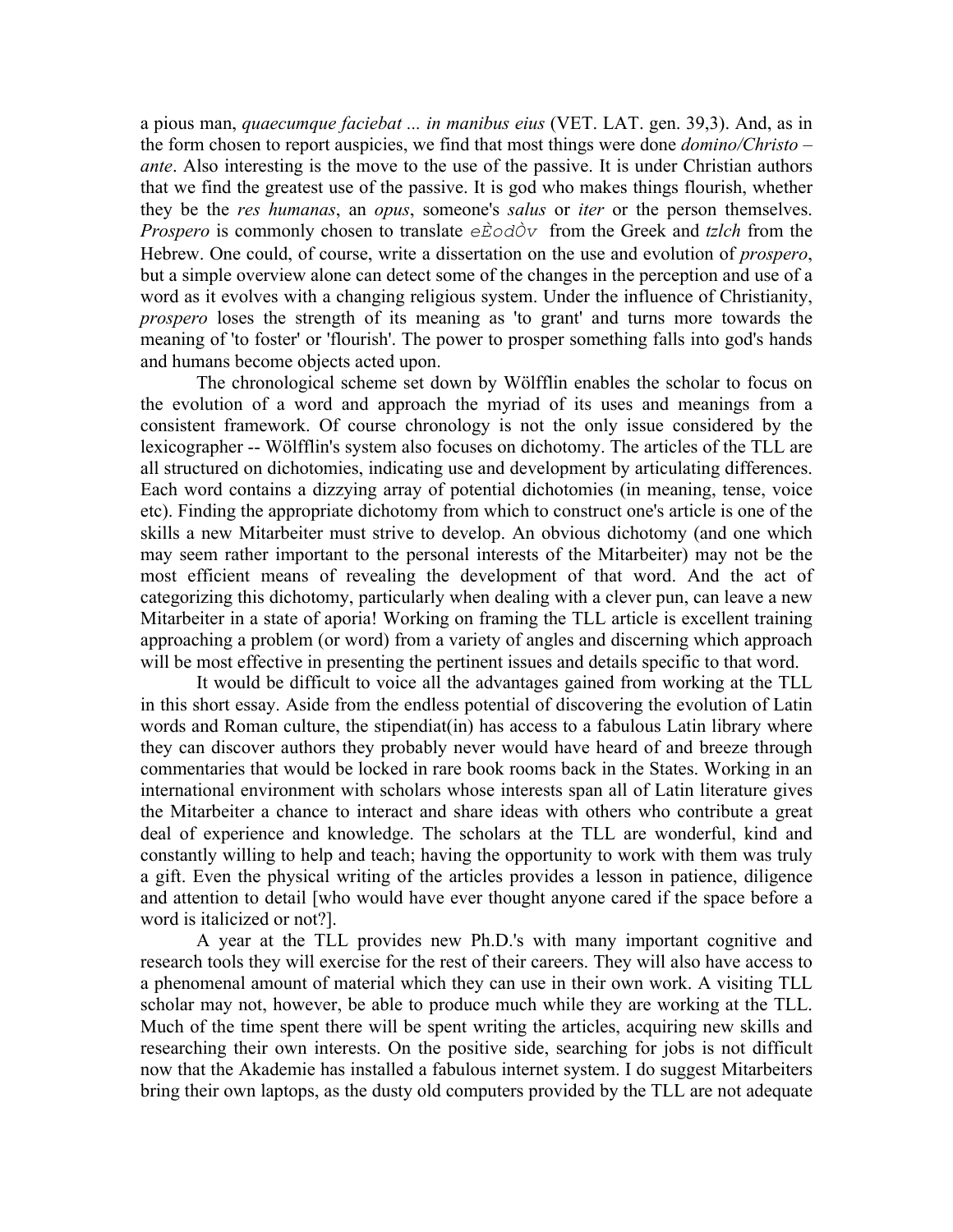a pious man, *quaecumque faciebat ... in manibus eius* (VET. LAT. gen. 39,3). And, as in the form chosen to report auspicies, we find that most things were done *domino/Christo – ante*. Also interesting is the move to the use of the passive. It is under Christian authors that we find the greatest use of the passive. It is god who makes things flourish, whether they be the *res humanas*, an *opus*, someone's *salus* or *iter* or the person themselves. *Prospero* is commonly chosen to translate eÈodÒv from the Greek and *tzlch* from the Hebrew. One could, of course, write a dissertation on the use and evolution of *prospero*, but a simple overview alone can detect some of the changes in the perception and use of a word as it evolves with a changing religious system. Under the influence of Christianity, *prospero* loses the strength of its meaning as 'to grant' and turns more towards the meaning of 'to foster' or 'flourish'. The power to prosper something falls into god's hands and humans become objects acted upon.

The chronological scheme set down by Wölfflin enables the scholar to focus on the evolution of a word and approach the myriad of its uses and meanings from a consistent framework. Of course chronology is not the only issue considered by the lexicographer -- Wölfflin's system also focuses on dichotomy. The articles of the TLL are all structured on dichotomies, indicating use and development by articulating differences. Each word contains a dizzying array of potential dichotomies (in meaning, tense, voice etc). Finding the appropriate dichotomy from which to construct one's article is one of the skills a new Mitarbeiter must strive to develop. An obvious dichotomy (and one which may seem rather important to the personal interests of the Mitarbeiter) may not be the most efficient means of revealing the development of that word. And the act of categorizing this dichotomy, particularly when dealing with a clever pun, can leave a new Mitarbeiter in a state of aporia! Working on framing the TLL article is excellent training approaching a problem (or word) from a variety of angles and discerning which approach will be most effective in presenting the pertinent issues and details specific to that word.

It would be difficult to voice all the advantages gained from working at the TLL in this short essay. Aside from the endless potential of discovering the evolution of Latin words and Roman culture, the stipendiat(in) has access to a fabulous Latin library where they can discover authors they probably never would have heard of and breeze through commentaries that would be locked in rare book rooms back in the States. Working in an international environment with scholars whose interests span all of Latin literature gives the Mitarbeiter a chance to interact and share ideas with others who contribute a great deal of experience and knowledge. The scholars at the TLL are wonderful, kind and constantly willing to help and teach; having the opportunity to work with them was truly a gift. Even the physical writing of the articles provides a lesson in patience, diligence and attention to detail [who would have ever thought anyone cared if the space before a word is italicized or not?].

A year at the TLL provides new Ph.D.'s with many important cognitive and research tools they will exercise for the rest of their careers. They will also have access to a phenomenal amount of material which they can use in their own work. A visiting TLL scholar may not, however, be able to produce much while they are working at the TLL. Much of the time spent there will be spent writing the articles, acquiring new skills and researching their own interests. On the positive side, searching for jobs is not difficult now that the Akademie has installed a fabulous internet system. I do suggest Mitarbeiters bring their own laptops, as the dusty old computers provided by the TLL are not adequate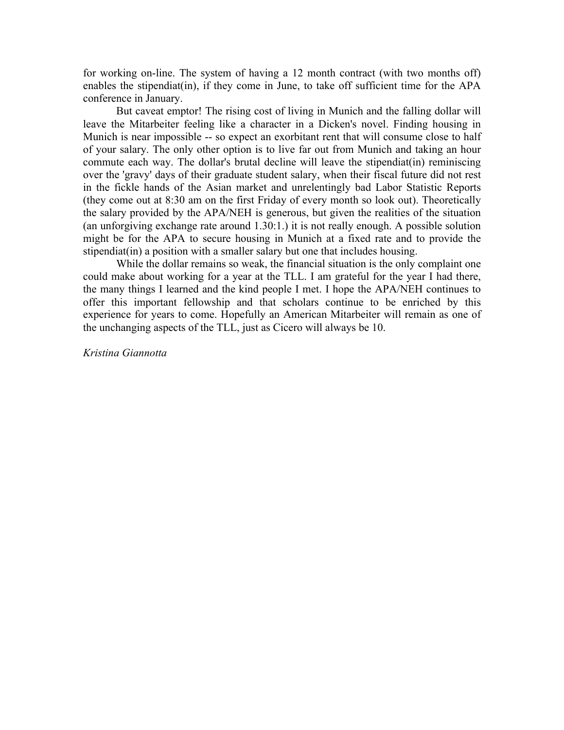for working on-line. The system of having a 12 month contract (with two months off) enables the stipendiat(in), if they come in June, to take off sufficient time for the APA conference in January.

But caveat emptor! The rising cost of living in Munich and the falling dollar will leave the Mitarbeiter feeling like a character in a Dicken's novel. Finding housing in Munich is near impossible -- so expect an exorbitant rent that will consume close to half of your salary. The only other option is to live far out from Munich and taking an hour commute each way. The dollar's brutal decline will leave the stipendiat(in) reminiscing over the 'gravy' days of their graduate student salary, when their fiscal future did not rest in the fickle hands of the Asian market and unrelentingly bad Labor Statistic Reports (they come out at 8:30 am on the first Friday of every month so look out). Theoretically the salary provided by the APA/NEH is generous, but given the realities of the situation (an unforgiving exchange rate around 1.30:1.) it is not really enough. A possible solution might be for the APA to secure housing in Munich at a fixed rate and to provide the stipendiat(in) a position with a smaller salary but one that includes housing.

While the dollar remains so weak, the financial situation is the only complaint one could make about working for a year at the TLL. I am grateful for the year I had there, the many things I learned and the kind people I met. I hope the APA/NEH continues to offer this important fellowship and that scholars continue to be enriched by this experience for years to come. Hopefully an American Mitarbeiter will remain as one of the unchanging aspects of the TLL, just as Cicero will always be 10.

*Kristina Giannotta*